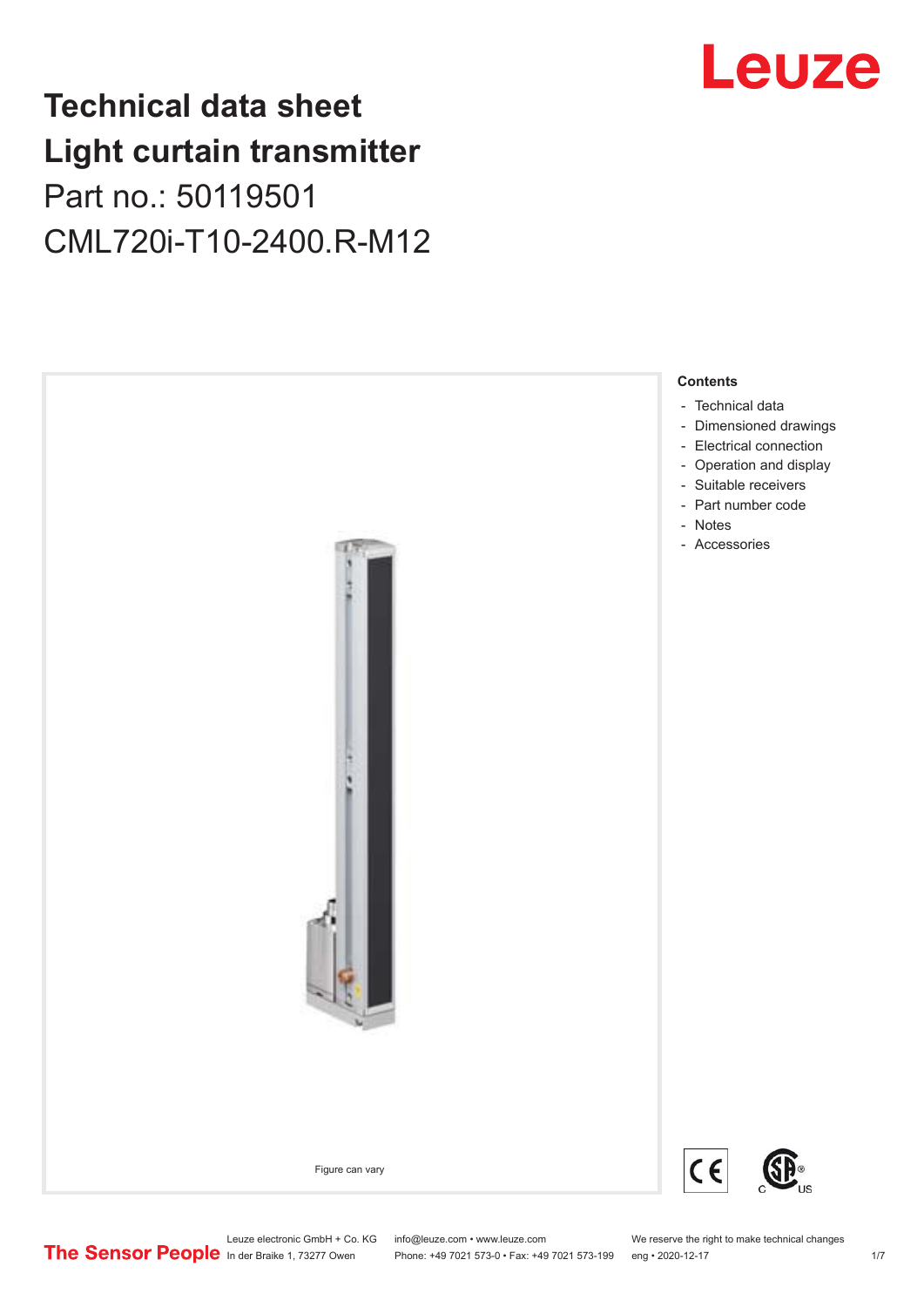# Technical data sheet
# Light curtain transmitter

Part no.: 50119501

CML720i-T10-2400.R-M12

Figure can vary

**Contents**

- Technical data
- Dimensioned drawings
- Electrical connection
- Operation and display
- Suitable receivers
- Part number code
- Notes
- Accessories

Leuze electronic GmbH + Co. KG
In der Braike 1, 73277 Owen

info@leuze.com • www.leuze.com
Phone: +49 7021 573-0 • Fax: +49 7021 573-199

We reserve the right to make technical changes
eng • 2020-12-17

The Sensor People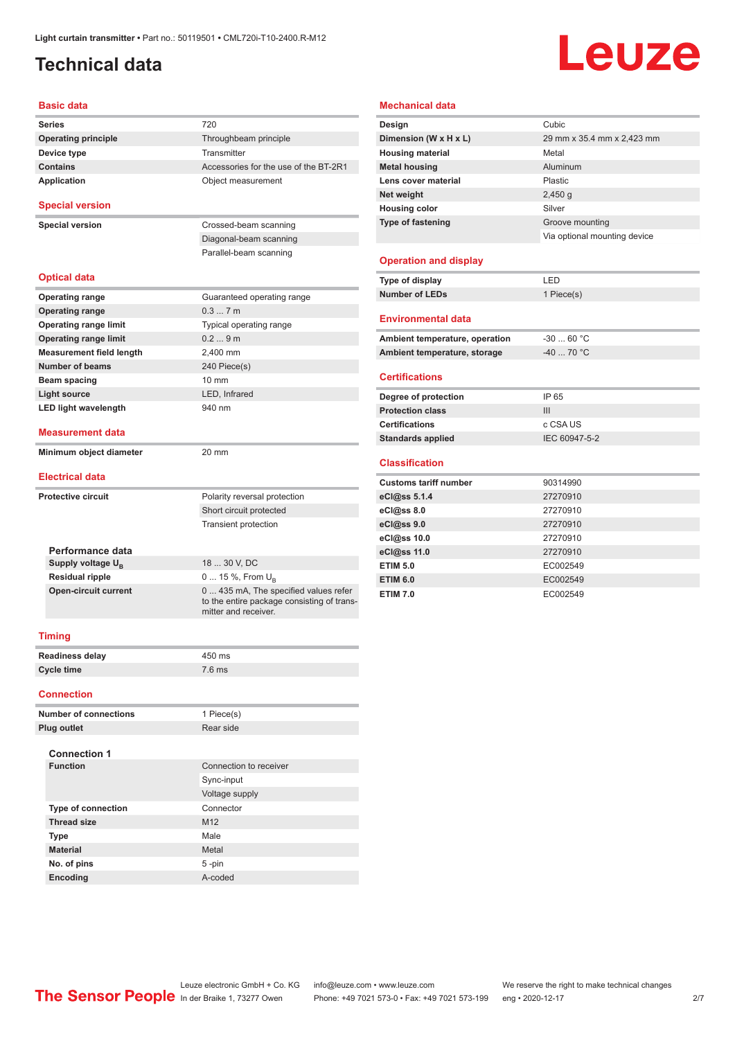# Technical data

## Basic data

| | |
|---|---|
| **Series** | 720 |
| **Operating principle** | Throughbeam principle |
| **Device type** | Transmitter |
| **Contains** | Accessories for the use of the BT-2R1 |
| **Application** | Object measurement |

## Special version

| | |
|---|---|
| **Special version** | Crossed-beam scanning |
| | Diagonal-beam scanning |
| | Parallel-beam scanning |

## Optical data

| | |
|---|---|
| **Operating range** | Guaranteed operating range |
| **Operating range** | 0.3 ... 7 m |
| **Operating range limit** | Typical operating range |
| **Operating range limit** | 0.2 ... 9 m |
| **Measurement field length** | 2,400 mm |
| **Number of beams** | 240 Piece(s) |
| **Beam spacing** | 10 mm |
| **Light source** | LED, Infrared |
| **LED light wavelength** | 940 nm |

## Measurement data

| | |
|---|---|
| **Minimum object diameter** | 20 mm |

## Electrical data

| | |
|---|---|
| **Protective circuit** | Polarity reversal protection |
| | Short circuit protected |
| | Transient protection |

### Performance data

| | |
|---|---|
| **Supply voltage $U_B$** | 18 ... 30 V, DC |
| **Residual ripple** | 0 ... 15 %, From $U_B$ |
| **Open-circuit current** | 0 ... 435 mA, The specified values refer to the entire package consisting of transmitter and receiver. |

## Timing

| | |
|---|---|
| **Readiness delay** | 450 ms |
| **Cycle time** | 7.6 ms |

## Connection

| | |
|---|---|
| **Number of connections** | 1 Piece(s) |
| **Plug outlet** | Rear side |

### Connection 1

| | |
|---|---|
| **Function** | Connection to receiver |
| | Sync-input |
| | Voltage supply |
| **Type of connection** | Connector |
| **Thread size** | M12 |
| **Type** | Male |
| **Material** | Metal |
| **No. of pins** | 5 -pin |
| **Encoding** | A-coded |

## Mechanical data

| | |
|---|---|
| **Design** | Cubic |
| **Dimension (W x H x L)** | 29 mm x 35.4 mm x 2,423 mm |
| **Housing material** | Metal |
| **Metal housing** | Aluminum |
| **Lens cover material** | Plastic |
| **Net weight** | 2,450 g |
| **Housing color** | Silver |
| **Type of fastening** | Groove mounting |
| | Via optional mounting device |

## Operation and display

| | |
|---|---|
| **Type of display** | LED |
| **Number of LEDs** | 1 Piece(s) |

## Environmental data

| | |
|---|---|
| **Ambient temperature, operation** | -30 ... 60 °C |
| **Ambient temperature, storage** | -40 ... 70 °C |

## Certifications

| | |
|---|---|
| **Degree of protection** | IP 65 |
| **Protection class** | III |
| **Certifications** | c CSA US |
| **Standards applied** | IEC 60947-5-2 |

## Classification

| | |
|---|---|
| **Customs tariff number** | 90314990 |
| **eCl@ss 5.1.4** | 27270910 |
| **eCl@ss 8.0** | 27270910 |
| **eCl@ss 9.0** | 27270910 |
| **eCl@ss 10.0** | 27270910 |
| **eCl@ss 11.0** | 27270910 |
| **ETIM 5.0** | EC002549 |
| **ETIM 6.0** | EC002549 |
| **ETIM 7.0** | EC002549 |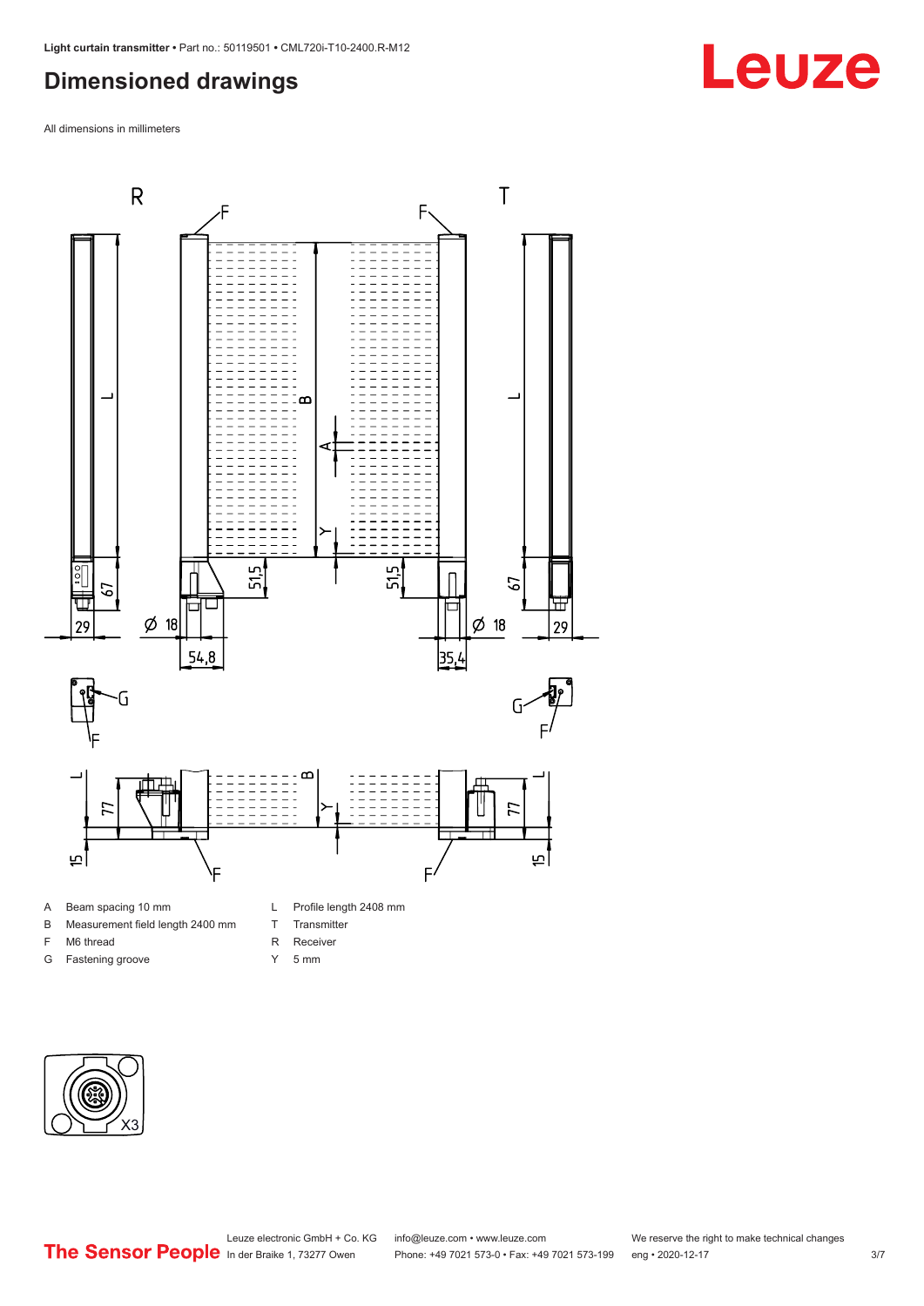# Dimensioned drawings

All dimensions in millimeters

A Beam spacing 10 mm
B Measurement field length 2400 mm
F M6 thread
G Fastening groove
L Profile length 2408 mm
T Transmitter
R Receiver
Y 5 mm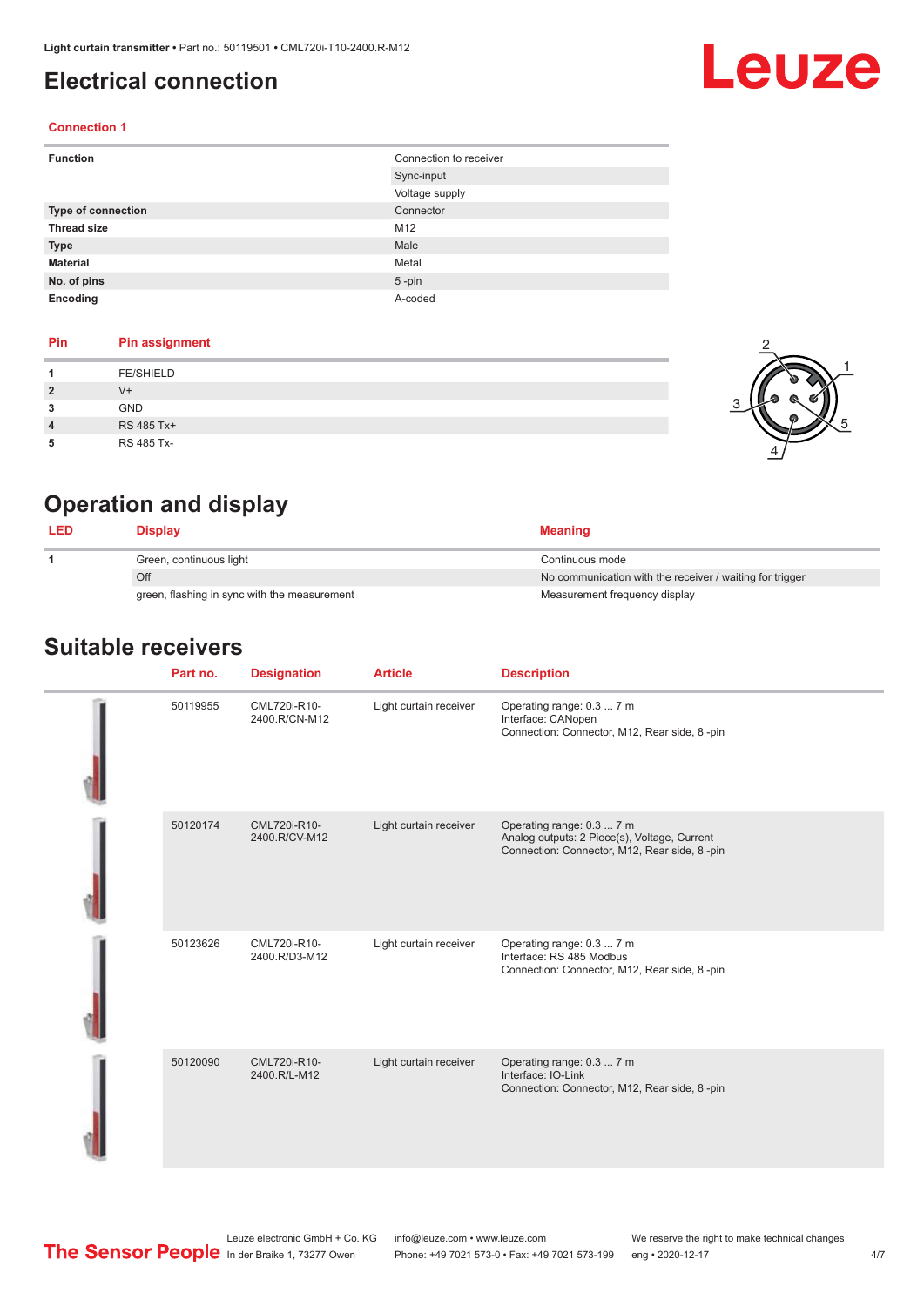# Electrical connection

## Connection 1

| | |
|---|---|
| **Function** | Connection to receiver |
| | Sync-input |
| | Voltage supply |
| **Type of connection** | Connector |
| **Thread size** | M12 |
| **Type** | Male |
| **Material** | Metal |
| **No. of pins** | 5 -pin |
| **Encoding** | A-coded |

| Pin | Pin assignment |
|---|---|
| **1** | FE/SHIELD |
| **2** | V+ |
| **3** | GND |
| **4** | RS 485 Tx+ |
| **5** | RS 485 Tx- |

# Operation and display

| LED | Display | Meaning |
|---|---|---|
| **1** | Green, continuous light | Continuous mode |
| | Off | No communication with the receiver / waiting for trigger |
| | green, flashing in sync with the measurement | Measurement frequency display |

# Suitable receivers

| Part no. | Designation | Article | Description |
|---|---|---|---|
| 50119955 | CML720i-R10-2400.R/CN-M12 | Light curtain receiver | Operating range: 0.3 ... 7 m<br>Interface: CANopen<br>Connection: Connector, M12, Rear side, 8 -pin |
| 50120174 | CML720i-R10-2400.R/CV-M12 | Light curtain receiver | Operating range: 0.3 ... 7 m<br>Analog outputs: 2 Piece(s), Voltage, Current<br>Connection: Connector, M12, Rear side, 8 -pin |
| 50123626 | CML720i-R10-2400.R/D3-M12 | Light curtain receiver | Operating range: 0.3 ... 7 m<br>Interface: RS 485 Modbus<br>Connection: Connector, M12, Rear side, 8 -pin |
| 50120090 | CML720i-R10-2400.R/L-M12 | Light curtain receiver | Operating range: 0.3 ... 7 m<br>Interface: IO-Link<br>Connection: Connector, M12, Rear side, 8 -pin |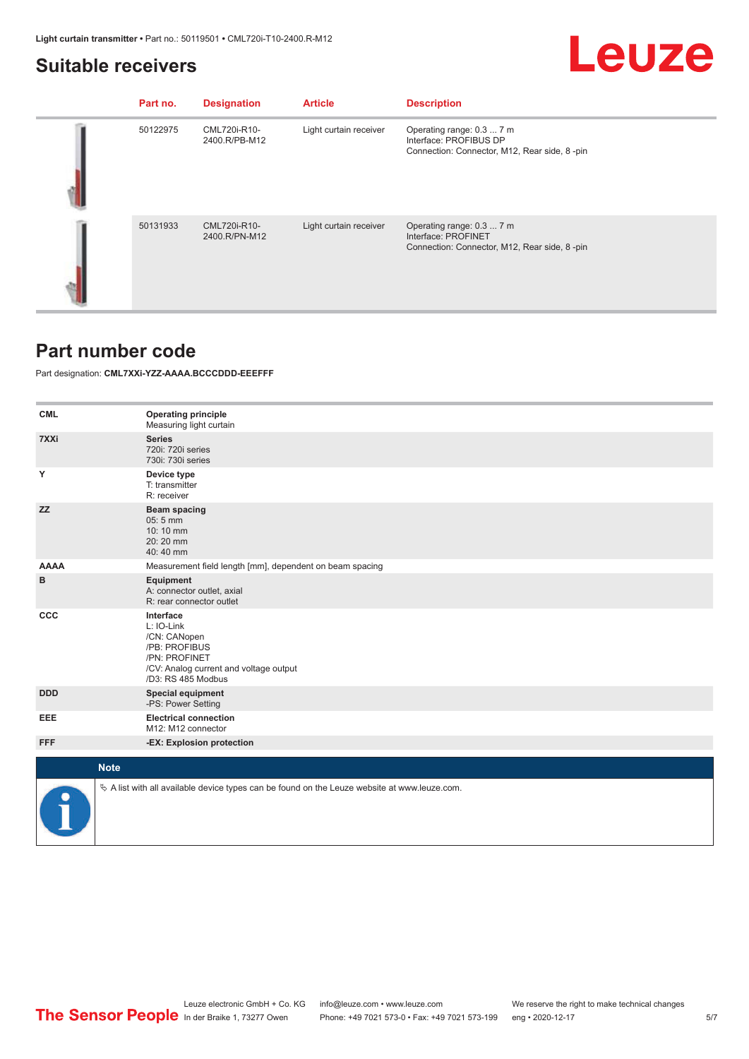## Suitable receivers

| Part no. | Designation | Article | Description |
|---|---|---|---|
| 50122975 | CML720i-R10-2400.R/PB-M12 | Light curtain receiver | Operating range: 0.3 ... 7 m<br>Interface: PROFIBUS DP<br>Connection: Connector, M12, Rear side, 8 -pin |
| 50131933 | CML720i-R10-2400.R/PN-M12 | Light curtain receiver | Operating range: 0.3 ... 7 m<br>Interface: PROFINET<br>Connection: Connector, M12, Rear side, 8 -pin |

## Part number code

Part designation: **CML7XXi-YZZ-AAAA.BCCCDDD-EEEFFF**

| | |
|---|---|
| **CML** | **Operating principle**<br>Measuring light curtain |
| **7XXi** | **Series**<br>720i: 720i series<br>730i: 730i series |
| **Y** | **Device type**<br>T: transmitter<br>R: receiver |
| **ZZ** | **Beam spacing**<br>05: 5 mm<br>10: 10 mm<br>20: 20 mm<br>40: 40 mm |
| **AAAA** | Measurement field length [mm], dependent on beam spacing |
| **B** | **Equipment**<br>A: connector outlet, axial<br>R: rear connector outlet |
| **CCC** | **Interface**<br>L: IO-Link<br>/CN: CANopen<br>/PB: PROFIBUS<br>/PN: PROFINET<br>/CV: Analog current and voltage output<br>/D3: RS 485 Modbus |
| **DDD** | **Special equipment**<br>-PS: Power Setting |
| **EEE** | **Electrical connection**<br>M12: M12 connector |
| **FFF** | **-EX: Explosion protection** |

**Note**

A list with all available device types can be found on the Leuze website at www.leuze.com.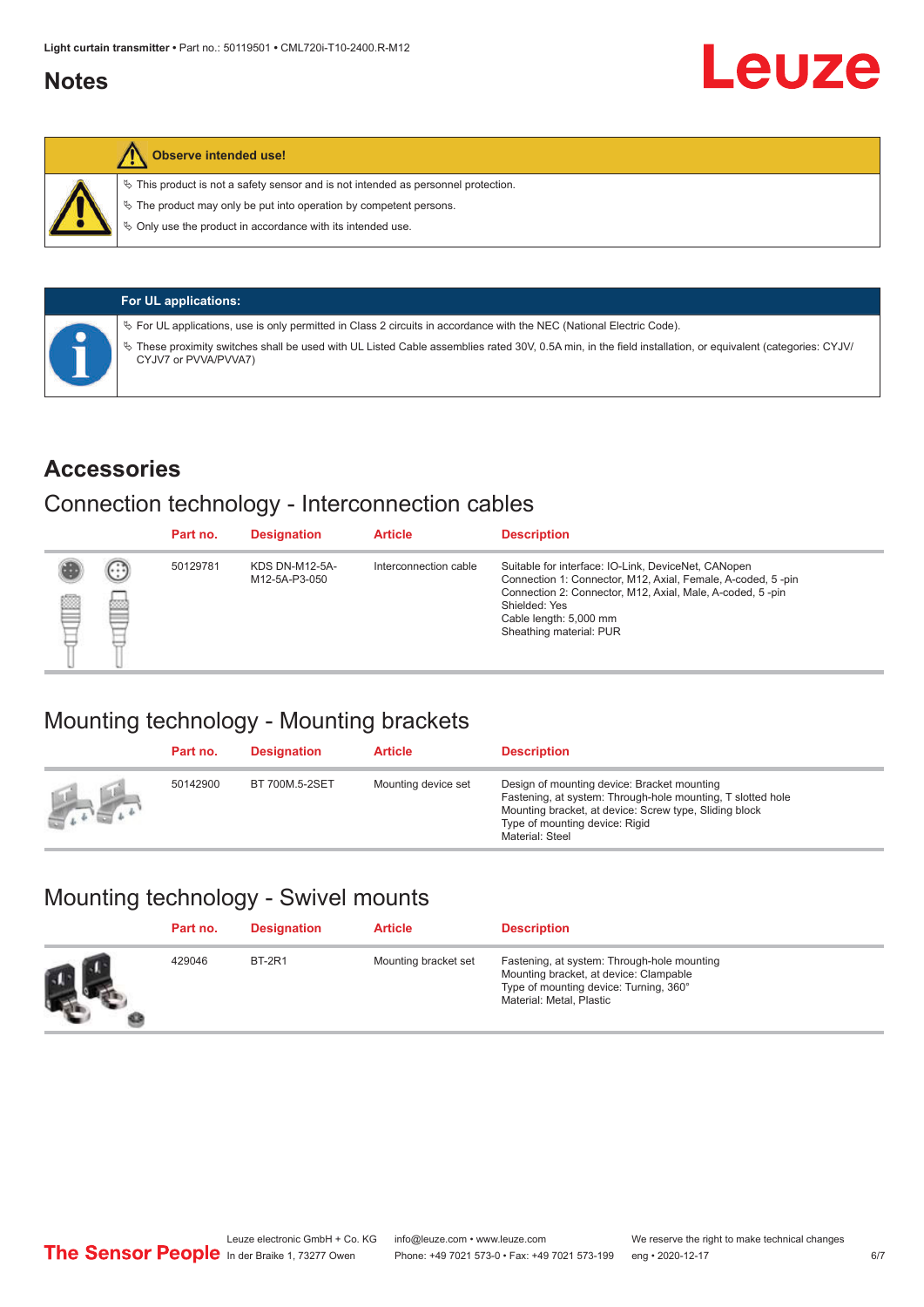## Notes

**Observe intended use!**

- This product is not a safety sensor and is not intended as personnel protection.
- The product may only be put into operation by competent persons.
- Only use the product in accordance with its intended use.

**For UL applications:**

- For UL applications, use is only permitted in Class 2 circuits in accordance with the NEC (National Electric Code).
- These proximity switches shall be used with UL Listed Cable assemblies rated 30V, 0.5A min, in the field installation, or equivalent (categories: CYJV/ CYJV7 or PVVA/PVVA7)

# Accessories

## Connection technology - Interconnection cables

| Part no. | Designation | Article | Description |
|---|---|---|---|
| 50129781 | KDS DN-M12-5A-M12-5A-P3-050 | Interconnection cable | Suitable for interface: IO-Link, DeviceNet, CANopen<br>Connection 1: Connector, M12, Axial, Female, A-coded, 5 -pin<br>Connection 2: Connector, M12, Axial, Male, A-coded, 5 -pin<br>Shielded: Yes<br>Cable length: 5,000 mm<br>Sheathing material: PUR |

## Mounting technology - Mounting brackets

| Part no. | Designation | Article | Description |
|---|---|---|---|
| 50142900 | BT 700M.5-2SET | Mounting device set | Design of mounting device: Bracket mounting<br>Fastening, at system: Through-hole mounting, T slotted hole<br>Mounting bracket, at device: Screw type, Sliding block<br>Type of mounting device: Rigid<br>Material: Steel |

## Mounting technology - Swivel mounts

| Part no. | Designation | Article | Description |
|---|---|---|---|
| 429046 | BT-2R1 | Mounting bracket set | Fastening, at system: Through-hole mounting<br>Mounting bracket, at device: Clampable<br>Type of mounting device: Turning, 360°<br>Material: Metal, Plastic |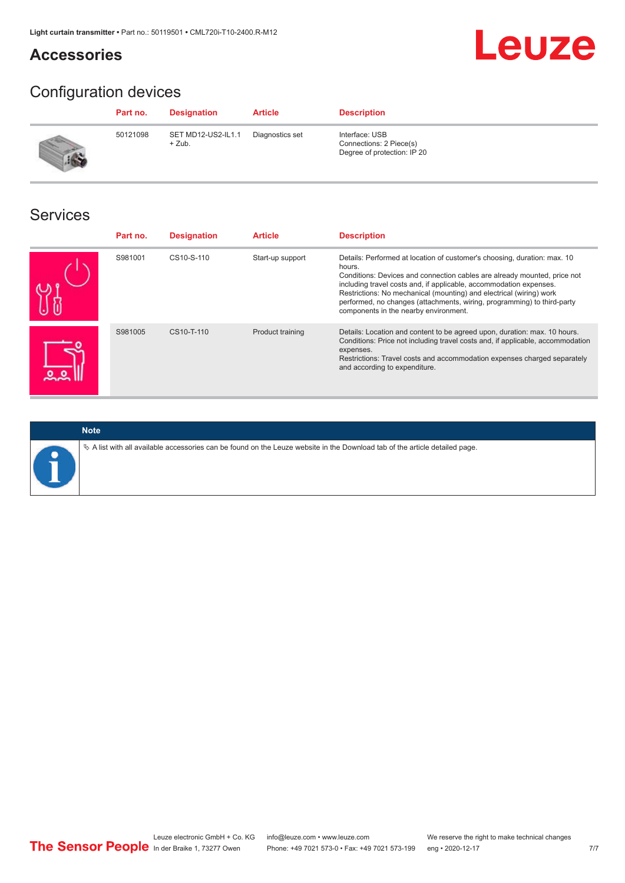## Accessories

### Configuration devices

| | Part no. | Designation | Article | Description |
|---|---|---|---|---|
| | 50121098 | SET MD12-US2-IL1.1 + Zub. | Diagnostics set | Interface: USB<br>Connections: 2 Piece(s)<br>Degree of protection: IP 20 |

### Services

| | Part no. | Designation | Article | Description |
|---|---|---|---|---|
| | S981001 | CS10-S-110 | Start-up support | Details: Performed at location of customer's choosing, duration: max. 10 hours.<br>Conditions: Devices and connection cables are already mounted, price not including travel costs and, if applicable, accommodation expenses.<br>Restrictions: No mechanical (mounting) and electrical (wiring) work performed, no changes (attachments, wiring, programming) to third-party components in the nearby environment. |
| | S981005 | CS10-T-110 | Product training | Details: Location and content to be agreed upon, duration: max. 10 hours.<br>Conditions: Price not including travel costs and, if applicable, accommodation expenses.<br>Restrictions: Travel costs and accommodation expenses charged separately and according to expenditure. |

**Note**

↳ A list with all available accessories can be found on the Leuze website in the Download tab of the article detailed page.